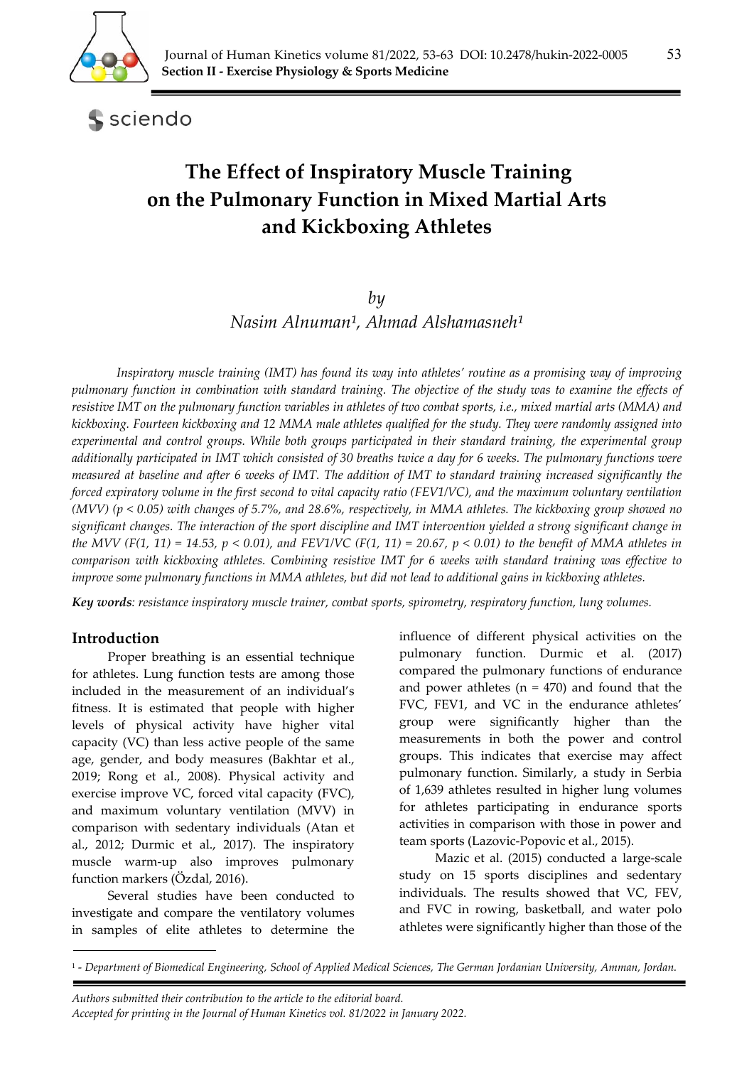# The Effect of Inspiratory Muscle Training on the Pulmonary Function in Mixed Martial Arts and Kickboxing Athletes

*by*

*Nasim Alnuman*[1], *Ahmad Alshamasneh*[1]

*Inspiratory muscle training (IMT) has found its way into athletes' routine as a promising way of improving pulmonary function in combination with standard training. The objective of the study was to examine the effects of resistive IMT on the pulmonary function variables in athletes of two combat sports, i.e., mixed martial arts (MMA) and kickboxing. Fourteen kickboxing and 12 MMA male athletes qualified for the study. They were randomly assigned into experimental and control groups. While both groups participated in their standard training, the experimental group additionally participated in IMT which consisted of 30 breaths twice a day for 6 weeks. The pulmonary functions were measured at baseline and after 6 weeks of IMT. The addition of IMT to standard training increased significantly the forced expiratory volume in the first second to vital capacity ratio (FEV1/VC), and the maximum voluntary ventilation (MVV) ($p < 0.05$) with changes of 5.7%, and 28.6%, respectively, in MMA athletes. The kickboxing group showed no significant changes. The interaction of the sport discipline and IMT intervention yielded a strong significant change in the MVV ($F(1, 11) = 14.53$, $p < 0.01$), and FEV1/VC ($F(1, 11) = 20.67$, $p < 0.01$) to the benefit of MMA athletes in comparison with kickboxing athletes. Combining resistive IMT for 6 weeks with standard training was effective to improve some pulmonary functions in MMA athletes, but did not lead to additional gains in kickboxing athletes.*

**Key words**: *resistance inspiratory muscle trainer, combat sports, spirometry, respiratory function, lung volumes.*

## Introduction

Proper breathing is an essential technique for athletes. Lung function tests are among those included in the measurement of an individual's fitness. It is estimated that people with higher levels of physical activity have higher vital capacity (VC) than less active people of the same age, gender, and body measures (Bakhtar et al., 2019; Rong et al., 2008). Physical activity and exercise improve VC, forced vital capacity (FVC), and maximum voluntary ventilation (MVV) in comparison with sedentary individuals (Atan et al., 2012; Durmic et al., 2017). The inspiratory muscle warm-up also improves pulmonary function markers (Özdal, 2016).

Several studies have been conducted to investigate and compare the ventilatory volumes in samples of elite athletes to determine the influence of different physical activities on the pulmonary function. Durmic et al. (2017) compared the pulmonary functions of endurance and power athletes (n = 470) and found that the FVC, FEV1, and VC in the endurance athletes' group were significantly higher than the measurements in both the power and control groups. This indicates that exercise may affect pulmonary function. Similarly, a study in Serbia of 1,639 athletes resulted in higher lung volumes for athletes participating in endurance sports activities in comparison with those in power and team sports (Lazovic-Popovic et al., 2015).

Mazic et al. (2015) conducted a large-scale study on 15 sports disciplines and sedentary individuals. The results showed that VC, FEV, and FVC in rowing, basketball, and water polo athletes were significantly higher than those of the

[1] - *Department of Biomedical Engineering, School of Applied Medical Sciences, The German Jordanian University, Amman, Jordan.*

*Authors submitted their contribution to the article to the editorial board.*
*Accepted for printing in the Journal of Human Kinetics vol. 81/2022 in January 2022.*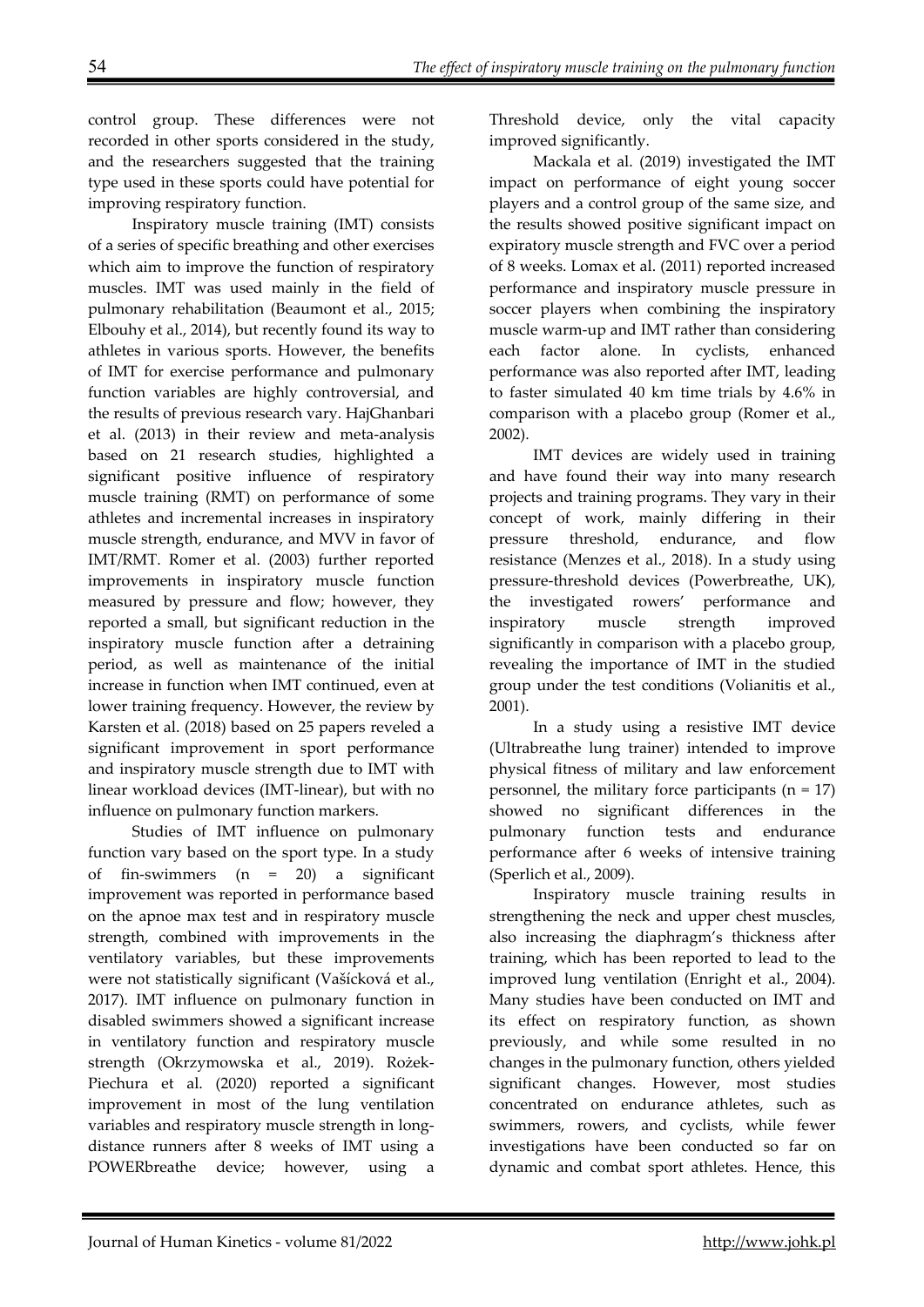control group. These differences were not recorded in other sports considered in the study, and the researchers suggested that the training type used in these sports could have potential for improving respiratory function.

Inspiratory muscle training (IMT) consists of a series of specific breathing and other exercises which aim to improve the function of respiratory muscles. IMT was used mainly in the field of pulmonary rehabilitation (Beaumont et al., 2015; Elbouhy et al., 2014), but recently found its way to athletes in various sports. However, the benefits of IMT for exercise performance and pulmonary function variables are highly controversial, and the results of previous research vary. HajGhanbari et al. (2013) in their review and meta-analysis based on 21 research studies, highlighted a significant positive influence of respiratory muscle training (RMT) on performance of some athletes and incremental increases in inspiratory muscle strength, endurance, and MVV in favor of IMT/RMT. Romer et al. (2003) further reported improvements in inspiratory muscle function measured by pressure and flow; however, they reported a small, but significant reduction in the inspiratory muscle function after a detraining period, as well as maintenance of the initial increase in function when IMT continued, even at lower training frequency. However, the review by Karsten et al. (2018) based on 25 papers reveled a significant improvement in sport performance and inspiratory muscle strength due to IMT with linear workload devices (IMT-linear), but with no influence on pulmonary function markers.

Studies of IMT influence on pulmonary function vary based on the sport type. In a study of fin-swimmers (n = 20) a significant improvement was reported in performance based on the apnoe max test and in respiratory muscle strength, combined with improvements in the ventilatory variables, but these improvements were not statistically significant (Vašícková et al., 2017). IMT influence on pulmonary function in disabled swimmers showed a significant increase in ventilatory function and respiratory muscle strength (Okrzymowska et al., 2019). Rożek-Piechura et al. (2020) reported a significant improvement in most of the lung ventilation variables and respiratory muscle strength in long-distance runners after 8 weeks of IMT using a POWERbreathe device; however, using a Threshold device, only the vital capacity improved significantly.

Mackala et al. (2019) investigated the IMT impact on performance of eight young soccer players and a control group of the same size, and the results showed positive significant impact on expiratory muscle strength and FVC over a period of 8 weeks. Lomax et al. (2011) reported increased performance and inspiratory muscle pressure in soccer players when combining the inspiratory muscle warm-up and IMT rather than considering each factor alone. In cyclists, enhanced performance was also reported after IMT, leading to faster simulated 40 km time trials by 4.6% in comparison with a placebo group (Romer et al., 2002).

IMT devices are widely used in training and have found their way into many research projects and training programs. They vary in their concept of work, mainly differing in their pressure threshold, endurance, and flow resistance (Menzes et al., 2018). In a study using pressure-threshold devices (Powerbreathe, UK), the investigated rowers' performance and inspiratory muscle strength improved significantly in comparison with a placebo group, revealing the importance of IMT in the studied group under the test conditions (Volianitis et al., 2001).

In a study using a resistive IMT device (Ultrabreathe lung trainer) intended to improve physical fitness of military and law enforcement personnel, the military force participants (n = 17) showed no significant differences in the pulmonary function tests and endurance performance after 6 weeks of intensive training (Sperlich et al., 2009).

Inspiratory muscle training results in strengthening the neck and upper chest muscles, also increasing the diaphragm's thickness after training, which has been reported to lead to the improved lung ventilation (Enright et al., 2004). Many studies have been conducted on IMT and its effect on respiratory function, as shown previously, and while some resulted in no changes in the pulmonary function, others yielded significant changes. However, most studies concentrated on endurance athletes, such as swimmers, rowers, and cyclists, while fewer investigations have been conducted so far on dynamic and combat sport athletes. Hence, this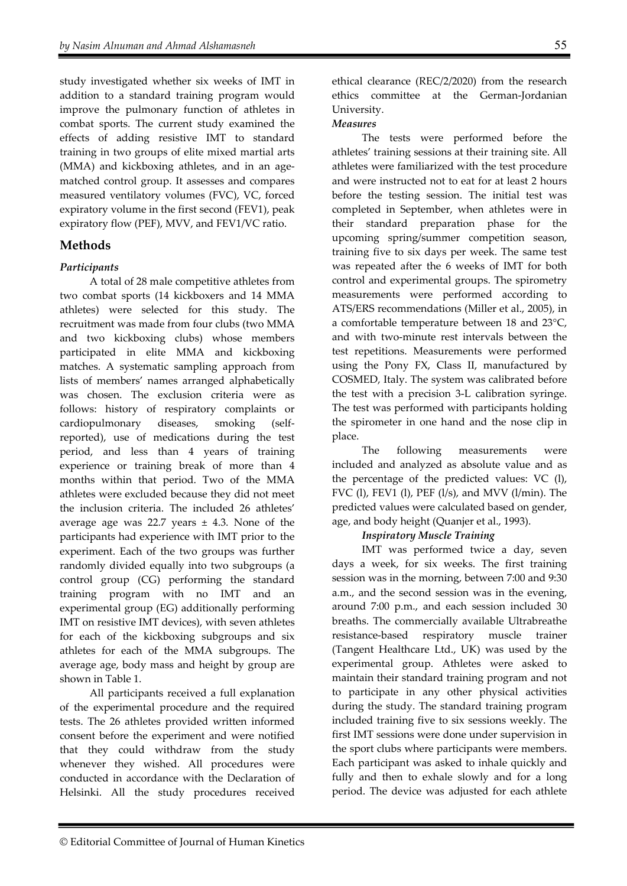study investigated whether six weeks of IMT in addition to a standard training program would improve the pulmonary function of athletes in combat sports. The current study examined the effects of adding resistive IMT to standard training in two groups of elite mixed martial arts (MMA) and kickboxing athletes, and in an age-matched control group. It assesses and compares measured ventilatory volumes (FVC), VC, forced expiratory volume in the first second (FEV1), peak expiratory flow (PEF), MVV, and FEV1/VC ratio.

## Methods

### *Participants*

A total of 28 male competitive athletes from two combat sports (14 kickboxers and 14 MMA athletes) were selected for this study. The recruitment was made from four clubs (two MMA and two kickboxing clubs) whose members participated in elite MMA and kickboxing matches. A systematic sampling approach from lists of members' names arranged alphabetically was chosen. The exclusion criteria were as follows: history of respiratory complaints or cardiopulmonary diseases, smoking (self-reported), use of medications during the test period, and less than 4 years of training experience or training break of more than 4 months within that period. Two of the MMA athletes were excluded because they did not meet the inclusion criteria. The included 26 athletes' average age was 22.7 years ± 4.3. None of the participants had experience with IMT prior to the experiment. Each of the two groups was further randomly divided equally into two subgroups (a control group (CG) performing the standard training program with no IMT and an experimental group (EG) additionally performing IMT on resistive IMT devices), with seven athletes for each of the kickboxing subgroups and six athletes for each of the MMA subgroups. The average age, body mass and height by group are shown in Table 1.

All participants received a full explanation of the experimental procedure and the required tests. The 26 athletes provided written informed consent before the experiment and were notified that they could withdraw from the study whenever they wished. All procedures were conducted in accordance with the Declaration of Helsinki. All the study procedures received ethical clearance (REC/2/2020) from the research ethics committee at the German-Jordanian University.

### *Measures*

The tests were performed before the athletes' training sessions at their training site. All athletes were familiarized with the test procedure and were instructed not to eat for at least 2 hours before the testing session. The initial test was completed in September, when athletes were in their standard preparation phase for the upcoming spring/summer competition season, training five to six days per week. The same test was repeated after the 6 weeks of IMT for both control and experimental groups. The spirometry measurements were performed according to ATS/ERS recommendations (Miller et al., 2005), in a comfortable temperature between 18 and 23°C, and with two-minute rest intervals between the test repetitions. Measurements were performed using the Pony FX, Class II, manufactured by COSMED, Italy. The system was calibrated before the test with a precision 3-L calibration syringe. The test was performed with participants holding the spirometer in one hand and the nose clip in place.

The following measurements were included and analyzed as absolute value and as the percentage of the predicted values: VC (l), FVC (l), FEV1 (l), PEF (l/s), and MVV (l/min). The predicted values were calculated based on gender, age, and body height (Quanjer et al., 1993).

#### *Inspiratory Muscle Training*

IMT was performed twice a day, seven days a week, for six weeks. The first training session was in the morning, between 7:00 and 9:30 a.m., and the second session was in the evening, around 7:00 p.m., and each session included 30 breaths. The commercially available Ultrabreathe resistance-based respiratory muscle trainer (Tangent Healthcare Ltd., UK) was used by the experimental group. Athletes were asked to maintain their standard training program and not to participate in any other physical activities during the study. The standard training program included training five to six sessions weekly. The first IMT sessions were done under supervision in the sport clubs where participants were members. Each participant was asked to inhale quickly and fully and then to exhale slowly and for a long period. The device was adjusted for each athlete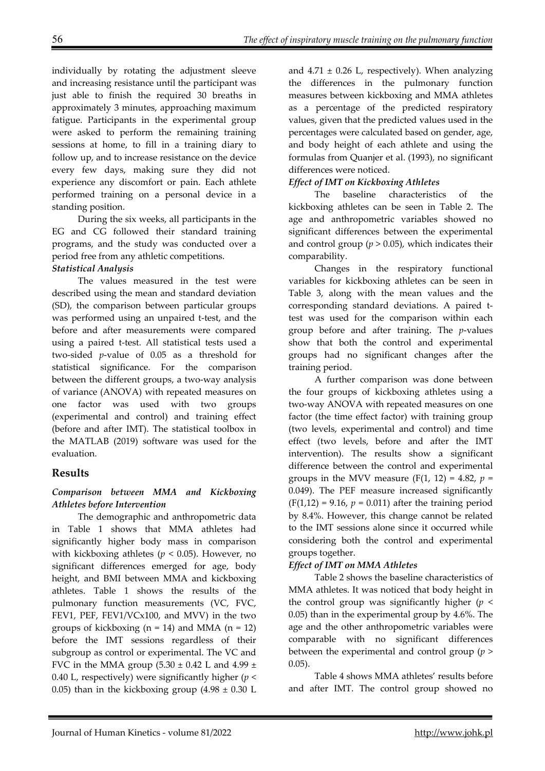individually by rotating the adjustment sleeve and increasing resistance until the participant was just able to finish the required 30 breaths in approximately 3 minutes, approaching maximum fatigue. Participants in the experimental group were asked to perform the remaining training sessions at home, to fill in a training diary to follow up, and to increase resistance on the device every few days, making sure they did not experience any discomfort or pain. Each athlete performed training on a personal device in a standing position.

During the six weeks, all participants in the EG and CG followed their standard training programs, and the study was conducted over a period free from any athletic competitions.

***Statistical Analysis***

The values measured in the test were described using the mean and standard deviation (SD), the comparison between particular groups was performed using an unpaired t-test, and the before and after measurements were compared using a paired t-test. All statistical tests used a two-sided *p*-value of 0.05 as a threshold for statistical significance. For the comparison between the different groups, a two-way analysis of variance (ANOVA) with repeated measures on one factor was used with two groups (experimental and control) and training effect (before and after IMT). The statistical toolbox in the MATLAB (2019) software was used for the evaluation.

## Results

***Comparison between MMA and Kickboxing Athletes before Intervention***

The demographic and anthropometric data in Table 1 shows that MMA athletes had significantly higher body mass in comparison with kickboxing athletes ($p < 0.05$). However, no significant differences emerged for age, body height, and BMI between MMA and kickboxing athletes. Table 1 shows the results of the pulmonary function measurements (VC, FVC, FEV1, PEF, FEV1/VCx100, and MVV) in the two groups of kickboxing ($n = 14$) and MMA ($n = 12$) before the IMT sessions regardless of their subgroup as control or experimental. The VC and FVC in the MMA group ($5.30 \pm 0.42$ L and $4.99 \pm 0.40$ L, respectively) were significantly higher ($p < 0.05$) than in the kickboxing group ($4.98 \pm 0.30$ L and $4.71 \pm 0.26$ L, respectively). When analyzing the differences in the pulmonary function measures between kickboxing and MMA athletes as a percentage of the predicted respiratory values, given that the predicted values used in the percentages were calculated based on gender, age, and body height of each athlete and using the formulas from Quanjer et al. (1993), no significant differences were noticed.

***Effect of IMT on Kickboxing Athletes***

The baseline characteristics of the kickboxing athletes can be seen in Table 2. The age and anthropometric variables showed no significant differences between the experimental and control group ($p > 0.05$), which indicates their comparability.

Changes in the respiratory functional variables for kickboxing athletes can be seen in Table 3, along with the mean values and the corresponding standard deviations. A paired t-test was used for the comparison within each group before and after training. The *p*-values show that both the control and experimental groups had no significant changes after the training period.

A further comparison was done between the four groups of kickboxing athletes using a two-way ANOVA with repeated measures on one factor (the time effect factor) with training group (two levels, experimental and control) and time effect (two levels, before and after the IMT intervention). The results show a significant difference between the control and experimental groups in the MVV measure ($F(1, 12) = 4.82$, $p = 0.049$). The PEF measure increased significantly ($F(1,12) = 9.16$, $p = 0.011$) after the training period by 8.4%. However, this change cannot be related to the IMT sessions alone since it occurred while considering both the control and experimental groups together.

***Effect of IMT on MMA Athletes***

Table 2 shows the baseline characteristics of MMA athletes. It was noticed that body height in the control group was significantly higher ($p < 0.05$) than in the experimental group by 4.6%. The age and the other anthropometric variables were comparable with no significant differences between the experimental and control group ($p > 0.05$).

Table 4 shows MMA athletes' results before and after IMT. The control group showed no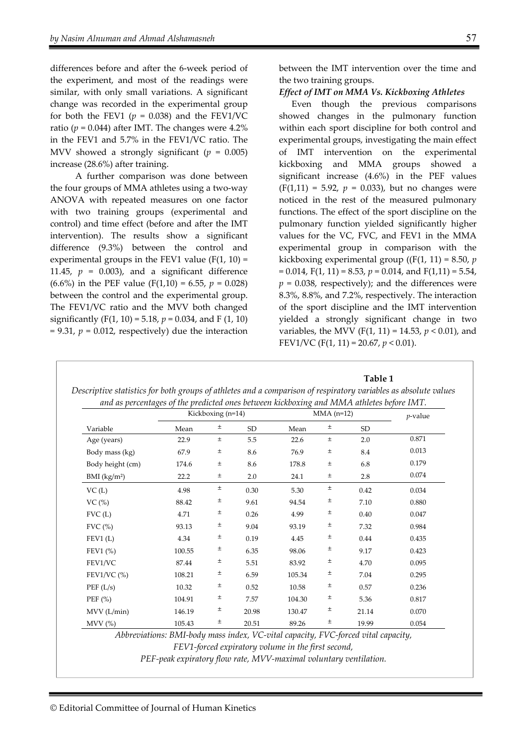differences before and after the 6-week period of the experiment, and most of the readings were similar, with only small variations. A significant change was recorded in the experimental group for both the FEV1 ($p = 0.038$) and the FEV1/VC ratio ($p = 0.044$) after IMT. The changes were 4.2% in the FEV1 and 5.7% in the FEV1/VC ratio. The MVV showed a strongly significant ($p = 0.005$) increase (28.6%) after training.

A further comparison was done between the four groups of MMA athletes using a two-way ANOVA with repeated measures on one factor with two training groups (experimental and control) and time effect (before and after the IMT intervention). The results show a significant difference (9.3%) between the control and experimental groups in the FEV1 value ($F(1, 10) = 11.45$, $p = 0.003$), and a significant difference (6.6%) in the PEF value ($F(1,10) = 6.55$, $p = 0.028$) between the control and the experimental group. The FEV1/VC ratio and the MVV both changed significantly ($F(1, 10) = 5.18$, $p = 0.034$, and $F(1, 10) = 9.31$, $p = 0.012$, respectively) due the interaction between the IMT intervention over the time and the two training groups.

***Effect of IMT on MMA Vs. Kickboxing Athletes***

Even though the previous comparisons showed changes in the pulmonary function within each sport discipline for both control and experimental groups, investigating the main effect of IMT intervention on the experimental kickboxing and MMA groups showed a significant increase (4.6%) in the PEF values ($F(1,11) = 5.92$, $p = 0.033$), but no changes were noticed in the rest of the measured pulmonary functions. The effect of the sport discipline on the pulmonary function yielded significantly higher values for the VC, FVC, and FEV1 in the MMA experimental group in comparison with the kickboxing experimental group (($F(1, 11) = 8.50$, $p = 0.014$, $F(1, 11) = 8.53$, $p = 0.014$, and $F(1,11) = 5.54$, $p = 0.038$, respectively); and the differences were 8.3%, 8.8%, and 7.2%, respectively. The interaction of the sport discipline and the IMT intervention yielded a strongly significant change in two variables, the MVV ($F(1, 11) = 14.53$, $p < 0.01$), and FEV1/VC ($F(1, 11) = 20.67$, $p < 0.01$).

**Table 1**

*Descriptive statistics for both groups of athletes and a comparison of respiratory variables as absolute values and as percentages of the predicted ones between kickboxing and MMA athletes before IMT.*

| | Kickboxing (n=14) | | | MMA (n=12) | | | *p*-value |
|---|---|---|---|---|---|---|---|
| Variable | Mean | ± | SD | Mean | ± | SD | |
| Age (years) | 22.9 | ± | 5.5 | 22.6 | ± | 2.0 | 0.871 |
| Body mass (kg) | 67.9 | ± | 8.6 | 76.9 | ± | 8.4 | 0.013 |
| Body height (cm) | 174.6 | ± | 8.6 | 178.8 | ± | 6.8 | 0.179 |
| BMI (kg/m²) | 22.2 | ± | 2.0 | 24.1 | ± | 2.8 | 0.074 |
| VC (L) | 4.98 | ± | 0.30 | 5.30 | ± | 0.42 | 0.034 |
| VC (%) | 88.42 | ± | 9.61 | 94.54 | ± | 7.10 | 0.880 |
| FVC (L) | 4.71 | ± | 0.26 | 4.99 | ± | 0.40 | 0.047 |
| FVC (%) | 93.13 | ± | 9.04 | 93.19 | ± | 7.32 | 0.984 |
| FEV1 (L) | 4.34 | ± | 0.19 | 4.45 | ± | 0.44 | 0.435 |
| FEV1 (%) | 100.55 | ± | 6.35 | 98.06 | ± | 9.17 | 0.423 |
| FEV1/VC | 87.44 | ± | 5.51 | 83.92 | ± | 4.70 | 0.095 |
| FEV1/VC (%) | 108.21 | ± | 6.59 | 105.34 | ± | 7.04 | 0.295 |
| PEF (L/s) | 10.32 | ± | 0.52 | 10.58 | ± | 0.57 | 0.236 |
| PEF (%) | 104.91 | ± | 7.57 | 104.30 | ± | 5.36 | 0.817 |
| MVV (L/min) | 146.19 | ± | 20.98 | 130.47 | ± | 21.14 | 0.070 |
| MVV (%) | 105.43 | ± | 20.51 | 89.26 | ± | 19.99 | 0.054 |

*Abbreviations: BMI-body mass index, VC-vital capacity, FVC-forced vital capacity, FEV1-forced expiratory volume in the first second, PEF-peak expiratory flow rate, MVV-maximal voluntary ventilation.*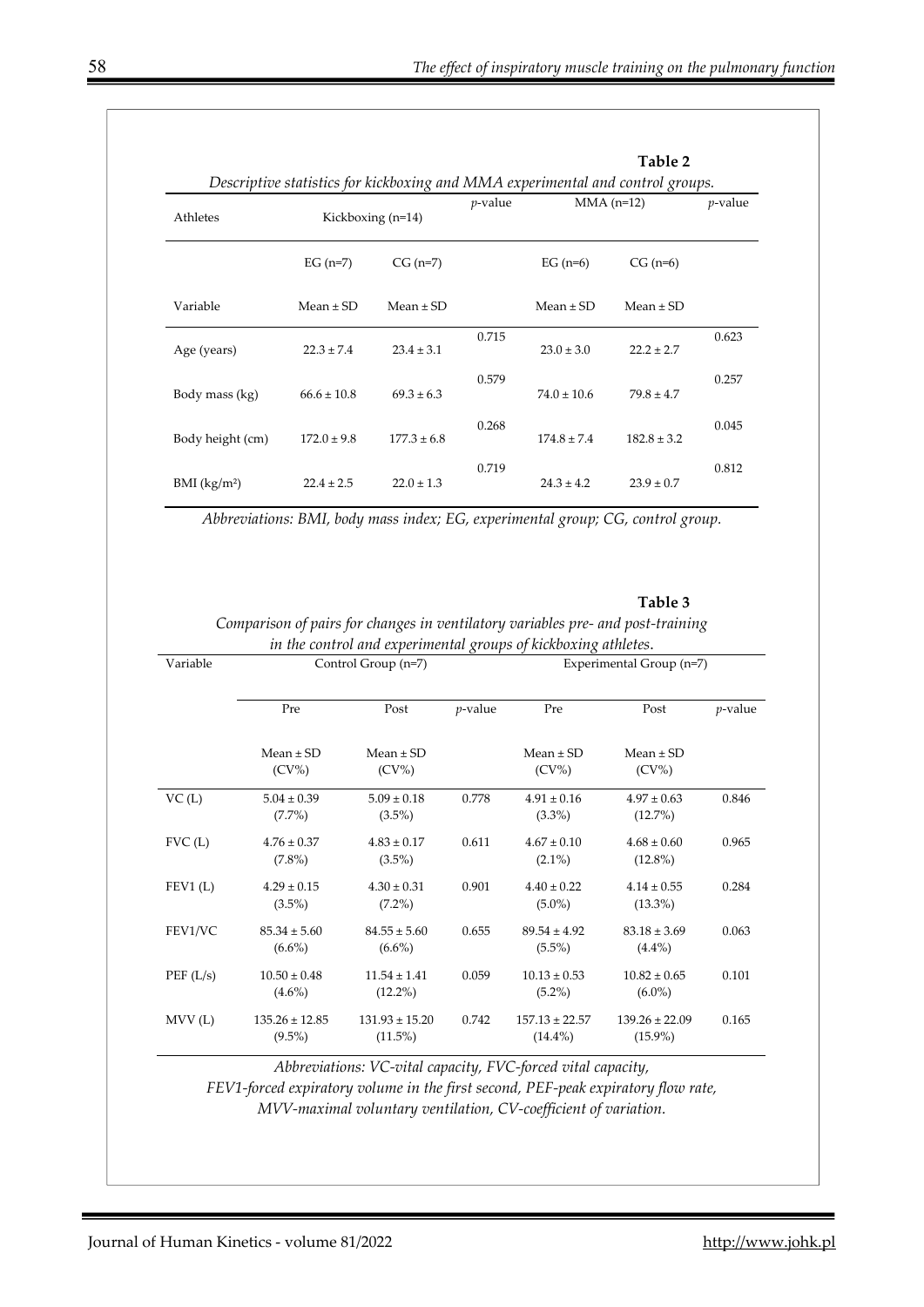**Table 2**

*Descriptive statistics for kickboxing and MMA experimental and control groups.*

| Athletes | Kickboxing (n=14) | | p-value | MMA (n=12) | | p-value |
|---|---|---|---|---|---|---|
| | EG (n=7) | CG (n=7) | | EG (n=6) | CG (n=6) | |
| Variable | Mean ± SD | Mean ± SD | | Mean ± SD | Mean ± SD | |
| Age (years) | 22.3 ± 7.4 | 23.4 ± 3.1 | 0.715 | 23.0 ± 3.0 | 22.2 ± 2.7 | 0.623 |
| Body mass (kg) | 66.6 ± 10.8 | 69.3 ± 6.3 | 0.579 | 74.0 ± 10.6 | 79.8 ± 4.7 | 0.257 |
| Body height (cm) | 172.0 ± 9.8 | 177.3 ± 6.8 | 0.268 | 174.8 ± 7.4 | 182.8 ± 3.2 | 0.045 |
| BMI (kg/m²) | 22.4 ± 2.5 | 22.0 ± 1.3 | 0.719 | 24.3 ± 4.2 | 23.9 ± 0.7 | 0.812 |

*Abbreviations: BMI, body mass index; EG, experimental group; CG, control group.*

**Table 3**

*Comparison of pairs for changes in ventilatory variables pre- and post-training in the control and experimental groups of kickboxing athletes.*

| Variable | Control Group (n=7) | | | Experimental Group (n=7) | | |
|---|---|---|---|---|---|---|
| | Pre | Post | p-value | Pre | Post | p-value |
| | Mean ± SD (CV%) | Mean ± SD (CV%) | | Mean ± SD (CV%) | Mean ± SD (CV%) | |
| VC (L) | 5.04 ± 0.39 (7.7%) | 5.09 ± 0.18 (3.5%) | 0.778 | 4.91 ± 0.16 (3.3%) | 4.97 ± 0.63 (12.7%) | 0.846 |
| FVC (L) | 4.76 ± 0.37 (7.8%) | 4.83 ± 0.17 (3.5%) | 0.611 | 4.67 ± 0.10 (2.1%) | 4.68 ± 0.60 (12.8%) | 0.965 |
| FEV1 (L) | 4.29 ± 0.15 (3.5%) | 4.30 ± 0.31 (7.2%) | 0.901 | 4.40 ± 0.22 (5.0%) | 4.14 ± 0.55 (13.3%) | 0.284 |
| FEV1/VC | 85.34 ± 5.60 (6.6%) | 84.55 ± 5.60 (6.6%) | 0.655 | 89.54 ± 4.92 (5.5%) | 83.18 ± 3.69 (4.4%) | 0.063 |
| PEF (L/s) | 10.50 ± 0.48 (4.6%) | 11.54 ± 1.41 (12.2%) | 0.059 | 10.13 ± 0.53 (5.2%) | 10.82 ± 0.65 (6.0%) | 0.101 |
| MVV (L) | 135.26 ± 12.85 (9.5%) | 131.93 ± 15.20 (11.5%) | 0.742 | 157.13 ± 22.57 (14.4%) | 139.26 ± 22.09 (15.9%) | 0.165 |

*Abbreviations: VC-vital capacity, FVC-forced vital capacity, FEV1-forced expiratory volume in the first second, PEF-peak expiratory flow rate, MVV-maximal voluntary ventilation, CV-coefficient of variation.*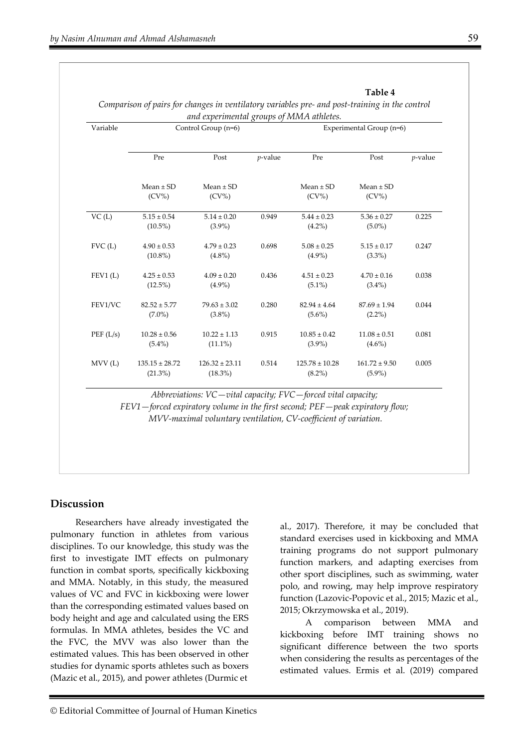**Table 4**

*Comparison of pairs for changes in ventilatory variables pre- and post-training in the control and experimental groups of MMA athletes.*

| Variable | Control Group (n=6) | | | Experimental Group (n=6) | | |
|---|---|---|---|---|---|---|
| | Pre | Post | *p*-value | Pre | Post | *p*-value |
| | Mean ± SD (CV%) | Mean ± SD (CV%) | | Mean ± SD (CV%) | Mean ± SD (CV%) | |
| VC (L) | 5.15 ± 0.54 (10.5%) | 5.14 ± 0.20 (3.9%) | 0.949 | 5.44 ± 0.23 (4.2%) | 5.36 ± 0.27 (5.0%) | 0.225 |
| FVC (L) | 4.90 ± 0.53 (10.8%) | 4.79 ± 0.23 (4.8%) | 0.698 | 5.08 ± 0.25 (4.9%) | 5.15 ± 0.17 (3.3%) | 0.247 |
| FEV1 (L) | 4.25 ± 0.53 (12.5%) | 4.09 ± 0.20 (4.9%) | 0.436 | 4.51 ± 0.23 (5.1%) | 4.70 ± 0.16 (3.4%) | 0.038 |
| FEV1/VC | 82.52 ± 5.77 (7.0%) | 79.63 ± 3.02 (3.8%) | 0.280 | 82.94 ± 4.64 (5.6%) | 87.69 ± 1.94 (2.2%) | 0.044 |
| PEF (L/s) | 10.28 ± 0.56 (5.4%) | 10.22 ± 1.13 (11.1%) | 0.915 | 10.85 ± 0.42 (3.9%) | 11.08 ± 0.51 (4.6%) | 0.081 |
| MVV (L) | 135.15 ± 28.72 (21.3%) | 126.32 ± 23.11 (18.3%) | 0.514 | 125.78 ± 10.28 (8.2%) | 161.72 ± 9.50 (5.9%) | 0.005 |

*Abbreviations: VC—vital capacity; FVC—forced vital capacity; FEV1—forced expiratory volume in the first second; PEF—peak expiratory flow; MVV-maximal voluntary ventilation, CV-coefficient of variation.*

## Discussion

Researchers have already investigated the pulmonary function in athletes from various disciplines. To our knowledge, this study was the first to investigate IMT effects on pulmonary function in combat sports, specifically kickboxing and MMA. Notably, in this study, the measured values of VC and FVC in kickboxing were lower than the corresponding estimated values based on body height and age and calculated using the ERS formulas. In MMA athletes, besides the VC and the FVC, the MVV was also lower than the estimated values. This has been observed in other studies for dynamic sports athletes such as boxers (Mazic et al., 2015), and power athletes (Durmic et al., 2017). Therefore, it may be concluded that standard exercises used in kickboxing and MMA training programs do not support pulmonary function markers, and adapting exercises from other sport disciplines, such as swimming, water polo, and rowing, may help improve respiratory function (Lazovic-Popovic et al., 2015; Mazic et al., 2015; Okrzymowska et al., 2019).

A comparison between MMA and kickboxing before IMT training shows no significant difference between the two sports when considering the results as percentages of the estimated values. Ermis et al. (2019) compared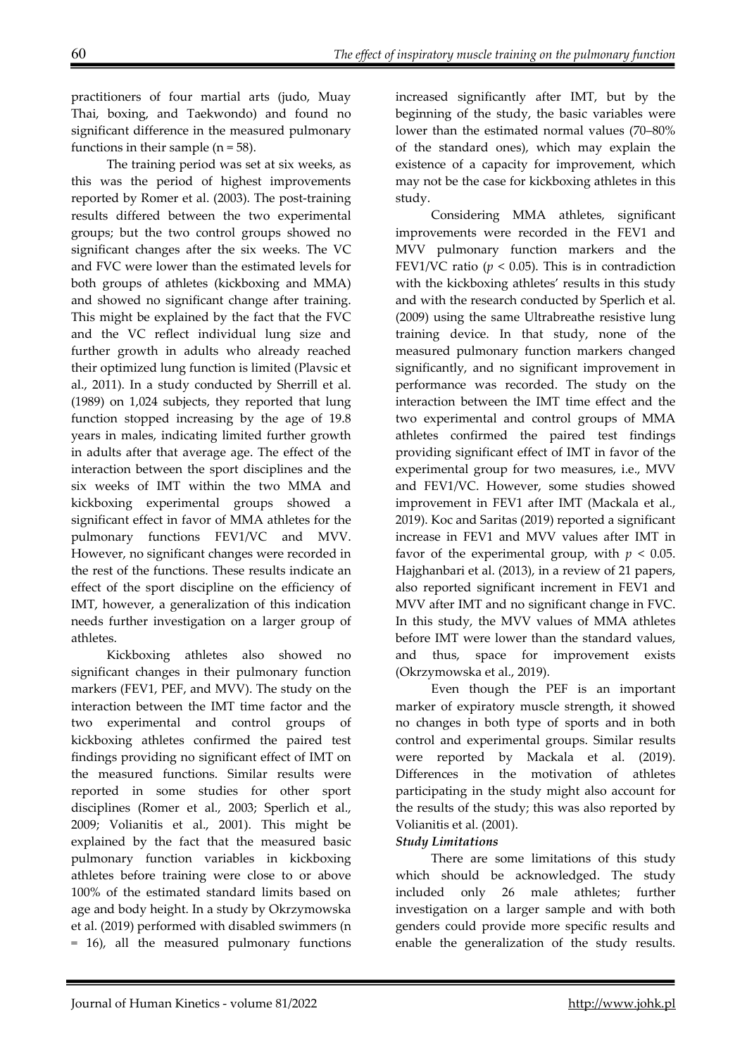practitioners of four martial arts (judo, Muay Thai, boxing, and Taekwondo) and found no significant difference in the measured pulmonary functions in their sample (n = 58).

The training period was set at six weeks, as this was the period of highest improvements reported by Romer et al. (2003). The post-training results differed between the two experimental groups; but the two control groups showed no significant changes after the six weeks. The VC and FVC were lower than the estimated levels for both groups of athletes (kickboxing and MMA) and showed no significant change after training. This might be explained by the fact that the FVC and the VC reflect individual lung size and further growth in adults who already reached their optimized lung function is limited (Plavsic et al., 2011). In a study conducted by Sherrill et al. (1989) on 1,024 subjects, they reported that lung function stopped increasing by the age of 19.8 years in males, indicating limited further growth in adults after that average age. The effect of the interaction between the sport disciplines and the six weeks of IMT within the two MMA and kickboxing experimental groups showed a significant effect in favor of MMA athletes for the pulmonary functions FEV1/VC and MVV. However, no significant changes were recorded in the rest of the functions. These results indicate an effect of the sport discipline on the efficiency of IMT, however, a generalization of this indication needs further investigation on a larger group of athletes.

Kickboxing athletes also showed no significant changes in their pulmonary function markers (FEV1, PEF, and MVV). The study on the interaction between the IMT time factor and the two experimental and control groups of kickboxing athletes confirmed the paired test findings providing no significant effect of IMT on the measured functions. Similar results were reported in some studies for other sport disciplines (Romer et al., 2003; Sperlich et al., 2009; Volianitis et al., 2001). This might be explained by the fact that the measured basic pulmonary function variables in kickboxing athletes before training were close to or above 100% of the estimated standard limits based on age and body height. In a study by Okrzymowska et al. (2019) performed with disabled swimmers (n = 16), all the measured pulmonary functions increased significantly after IMT, but by the beginning of the study, the basic variables were lower than the estimated normal values (70–80% of the standard ones), which may explain the existence of a capacity for improvement, which may not be the case for kickboxing athletes in this study.

Considering MMA athletes, significant improvements were recorded in the FEV1 and MVV pulmonary function markers and the FEV1/VC ratio ($p < 0.05$). This is in contradiction with the kickboxing athletes' results in this study and with the research conducted by Sperlich et al. (2009) using the same Ultrabreathe resistive lung training device. In that study, none of the measured pulmonary function markers changed significantly, and no significant improvement in performance was recorded. The study on the interaction between the IMT time effect and the two experimental and control groups of MMA athletes confirmed the paired test findings providing significant effect of IMT in favor of the experimental group for two measures, i.e., MVV and FEV1/VC. However, some studies showed improvement in FEV1 after IMT (Mackala et al., 2019). Koc and Saritas (2019) reported a significant increase in FEV1 and MVV values after IMT in favor of the experimental group, with $p < 0.05$. Hajghanbari et al. (2013), in a review of 21 papers, also reported significant increment in FEV1 and MVV after IMT and no significant change in FVC. In this study, the MVV values of MMA athletes before IMT were lower than the standard values, and thus, space for improvement exists (Okrzymowska et al., 2019).

Even though the PEF is an important marker of expiratory muscle strength, it showed no changes in both type of sports and in both control and experimental groups. Similar results were reported by Mackala et al. (2019). Differences in the motivation of athletes participating in the study might also account for the results of the study; this was also reported by Volianitis et al. (2001).

***Study Limitations***

There are some limitations of this study which should be acknowledged. The study included only 26 male athletes; further investigation on a larger sample and with both genders could provide more specific results and enable the generalization of the study results.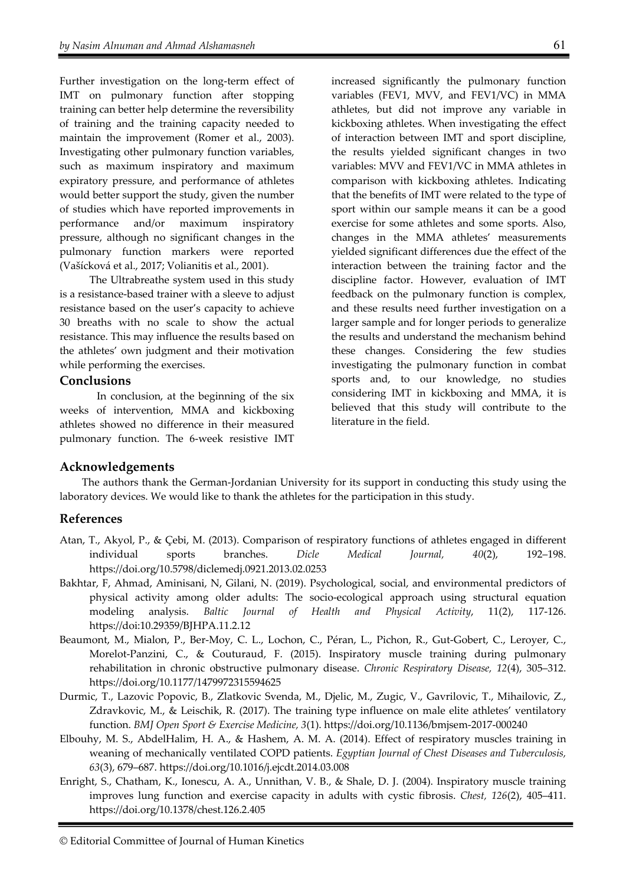Further investigation on the long-term effect of IMT on pulmonary function after stopping training can better help determine the reversibility of training and the training capacity needed to maintain the improvement (Romer et al., 2003). Investigating other pulmonary function variables, such as maximum inspiratory and maximum expiratory pressure, and performance of athletes would better support the study, given the number of studies which have reported improvements in performance and/or maximum inspiratory pressure, although no significant changes in the pulmonary function markers were reported (Vašíčková et al., 2017; Volianitis et al., 2001).

The Ultrabreathe system used in this study is a resistance-based trainer with a sleeve to adjust resistance based on the user's capacity to achieve 30 breaths with no scale to show the actual resistance. This may influence the results based on the athletes' own judgment and their motivation while performing the exercises.

## Conclusions

In conclusion, at the beginning of the six weeks of intervention, MMA and kickboxing athletes showed no difference in their measured pulmonary function. The 6-week resistive IMT increased significantly the pulmonary function variables (FEV1, MVV, and FEV1/VC) in MMA athletes, but did not improve any variable in kickboxing athletes. When investigating the effect of interaction between IMT and sport discipline, the results yielded significant changes in two variables: MVV and FEV1/VC in MMA athletes in comparison with kickboxing athletes. Indicating that the benefits of IMT were related to the type of sport within our sample means it can be a good exercise for some athletes and some sports. Also, changes in the MMA athletes' measurements yielded significant differences due the effect of the interaction between the training factor and the discipline factor. However, evaluation of IMT feedback on the pulmonary function is complex, and these results need further investigation on a larger sample and for longer periods to generalize the results and understand the mechanism behind these changes. Considering the few studies investigating the pulmonary function in combat sports and, to our knowledge, no studies considering IMT in kickboxing and MMA, it is believed that this study will contribute to the literature in the field.

## Acknowledgements

The authors thank the German-Jordanian University for its support in conducting this study using the laboratory devices. We would like to thank the athletes for the participation in this study.

## References

Atan, T., Akyol, P., & Çebi, M. (2013). Comparison of respiratory functions of athletes engaged in different individual sports branches. *Dicle Medical Journal, 40*(2), 192–198. https://doi.org/10.5798/diclemedj.0921.2013.02.0253

Bakhtar, F, Ahmad, Aminisani, N, Gilani, N. (2019). Psychological, social, and environmental predictors of physical activity among older adults: The socio-ecological approach using structural equation modeling analysis. *Baltic Journal of Health and Physical Activity*, 11(2), 117-126. https://doi:10.29359/BJHPA.11.2.12

Beaumont, M., Mialon, P., Ber-Moy, C. L., Lochon, C., Péran, L., Pichon, R., Gut-Gobert, C., Leroyer, C., Morelot-Panzini, C., & Couturaud, F. (2015). Inspiratory muscle training during pulmonary rehabilitation in chronic obstructive pulmonary disease. *Chronic Respiratory Disease, 12*(4), 305–312. https://doi.org/10.1177/1479972315594625

Durmic, T., Lazovic Popovic, B., Zlatkovic Svenda, M., Djelic, M., Zugic, V., Gavrilovic, T., Mihailovic, Z., Zdravkovic, M., & Leischik, R. (2017). The training type influence on male elite athletes' ventilatory function. *BMJ Open Sport & Exercise Medicine, 3*(1). https://doi.org/10.1136/bmjsem-2017-000240

Elbouhy, M. S., AbdelHalim, H. A., & Hashem, A. M. A. (2014). Effect of respiratory muscles training in weaning of mechanically ventilated COPD patients. *Egyptian Journal of Chest Diseases and Tuberculosis, 63*(3), 679–687. https://doi.org/10.1016/j.ejcdt.2014.03.008

Enright, S., Chatham, K., Ionescu, A. A., Unnithan, V. B., & Shale, D. J. (2004). Inspiratory muscle training improves lung function and exercise capacity in adults with cystic fibrosis. *Chest, 126*(2), 405–411. https://doi.org/10.1378/chest.126.2.405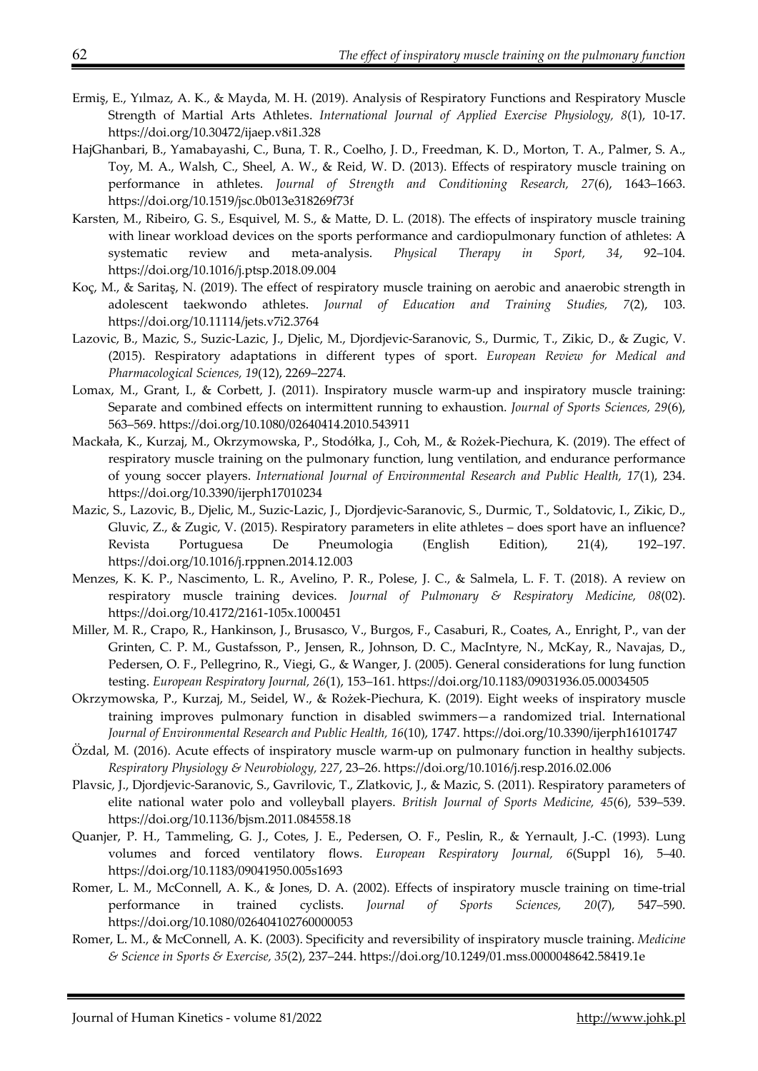Ermiş, E., Yılmaz, A. K., & Mayda, M. H. (2019). Analysis of Respiratory Functions and Respiratory Muscle Strength of Martial Arts Athletes. *International Journal of Applied Exercise Physiology, 8*(1), 10-17. https://doi.org/10.30472/ijaep.v8i1.328

HajGhanbari, B., Yamabayashi, C., Buna, T. R., Coelho, J. D., Freedman, K. D., Morton, T. A., Palmer, S. A., Toy, M. A., Walsh, C., Sheel, A. W., & Reid, W. D. (2013). Effects of respiratory muscle training on performance in athletes. *Journal of Strength and Conditioning Research, 27*(6), 1643–1663. https://doi.org/10.1519/jsc.0b013e318269f73f

Karsten, M., Ribeiro, G. S., Esquivel, M. S., & Matte, D. L. (2018). The effects of inspiratory muscle training with linear workload devices on the sports performance and cardiopulmonary function of athletes: A systematic review and meta-analysis. *Physical Therapy in Sport, 34*, 92–104. https://doi.org/10.1016/j.ptsp.2018.09.004

Koç, M., & Saritaş, N. (2019). The effect of respiratory muscle training on aerobic and anaerobic strength in adolescent taekwondo athletes. *Journal of Education and Training Studies, 7*(2), 103. https://doi.org/10.11114/jets.v7i2.3764

Lazovic, B., Mazic, S., Suzic-Lazic, J., Djelic, M., Djordjevic-Saranovic, S., Durmic, T., Zikic, D., & Zugic, V. (2015). Respiratory adaptations in different types of sport. *European Review for Medical and Pharmacological Sciences, 19*(12), 2269–2274.

Lomax, M., Grant, I., & Corbett, J. (2011). Inspiratory muscle warm-up and inspiratory muscle training: Separate and combined effects on intermittent running to exhaustion. *Journal of Sports Sciences, 29*(6), 563–569. https://doi.org/10.1080/02640414.2010.543911

Mackała, K., Kurzaj, M., Okrzymowska, P., Stodółka, J., Coh, M., & Rożek-Piechura, K. (2019). The effect of respiratory muscle training on the pulmonary function, lung ventilation, and endurance performance of young soccer players. *International Journal of Environmental Research and Public Health, 17*(1), 234. https://doi.org/10.3390/ijerph17010234

Mazic, S., Lazovic, B., Djelic, M., Suzic-Lazic, J., Djordjevic-Saranovic, S., Durmic, T., Soldatovic, I., Zikic, D., Gluvic, Z., & Zugic, V. (2015). Respiratory parameters in elite athletes – does sport have an influence? Revista Portuguesa De Pneumologia (English Edition), 21(4), 192–197. https://doi.org/10.1016/j.rppnen.2014.12.003

Menzes, K. K. P., Nascimento, L. R., Avelino, P. R., Polese, J. C., & Salmela, L. F. T. (2018). A review on respiratory muscle training devices. *Journal of Pulmonary & Respiratory Medicine, 08*(02). https://doi.org/10.4172/2161-105x.1000451

Miller, M. R., Crapo, R., Hankinson, J., Brusasco, V., Burgos, F., Casaburi, R., Coates, A., Enright, P., van der Grinten, C. P. M., Gustafsson, P., Jensen, R., Johnson, D. C., MacIntyre, N., McKay, R., Navajas, D., Pedersen, O. F., Pellegrino, R., Viegi, G., & Wanger, J. (2005). General considerations for lung function testing. *European Respiratory Journal, 26*(1), 153–161. https://doi.org/10.1183/09031936.05.00034505

Okrzymowska, P., Kurzaj, M., Seidel, W., & Rożek-Piechura, K. (2019). Eight weeks of inspiratory muscle training improves pulmonary function in disabled swimmers—a randomized trial. International *Journal of Environmental Research and Public Health, 16*(10), 1747. https://doi.org/10.3390/ijerph16101747

Özdal, M. (2016). Acute effects of inspiratory muscle warm-up on pulmonary function in healthy subjects. *Respiratory Physiology & Neurobiology, 227*, 23–26. https://doi.org/10.1016/j.resp.2016.02.006

Plavsic, J., Djordjevic-Saranovic, S., Gavrilovic, T., Zlatkovic, J., & Mazic, S. (2011). Respiratory parameters of elite national water polo and volleyball players. *British Journal of Sports Medicine, 45*(6), 539–539. https://doi.org/10.1136/bjsm.2011.084558.18

Quanjer, P. H., Tammeling, G. J., Cotes, J. E., Pedersen, O. F., Peslin, R., & Yernault, J.-C. (1993). Lung volumes and forced ventilatory flows. *European Respiratory Journal, 6*(Suppl 16), 5–40. https://doi.org/10.1183/09041950.005s1693

Romer, L. M., McConnell, A. K., & Jones, D. A. (2002). Effects of inspiratory muscle training on time-trial performance in trained cyclists. *Journal of Sports Sciences, 20*(7), 547–590. https://doi.org/10.1080/026404102760000053

Romer, L. M., & McConnell, A. K. (2003). Specificity and reversibility of inspiratory muscle training. *Medicine & Science in Sports & Exercise, 35*(2), 237–244. https://doi.org/10.1249/01.mss.0000048642.58419.1e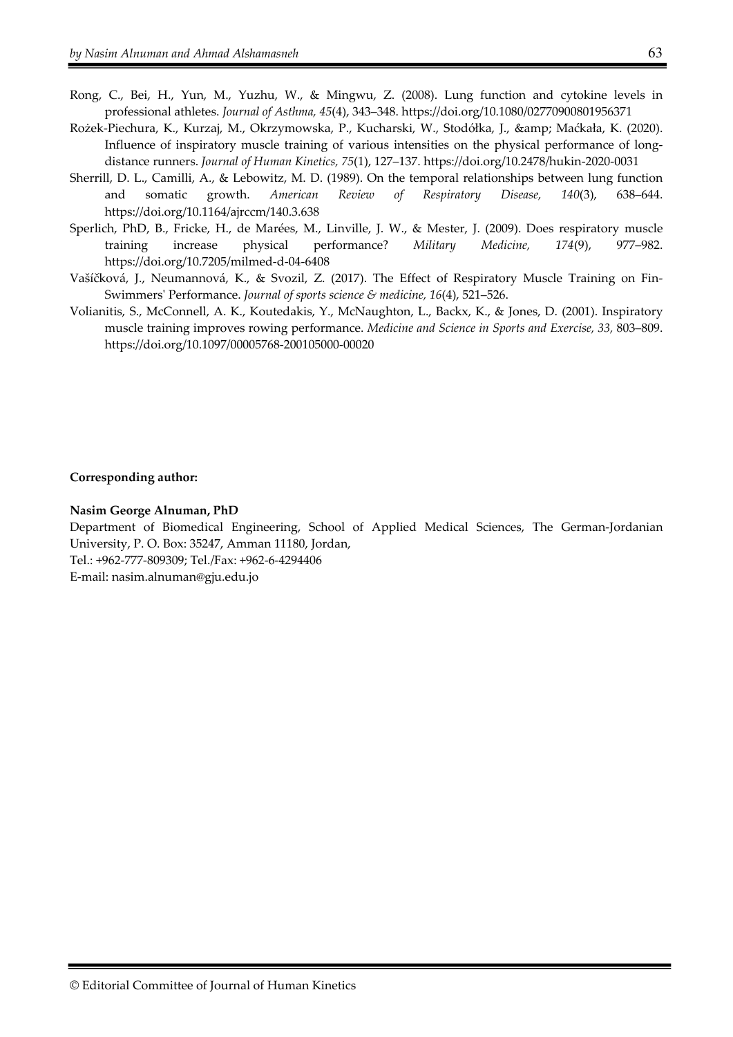Rong, C., Bei, H., Yun, M., Yuzhu, W., & Mingwu, Z. (2008). Lung function and cytokine levels in professional athletes. *Journal of Asthma, 45*(4), 343–348. https://doi.org/10.1080/02770900801956371

Rożek-Piechura, K., Kurzaj, M., Okrzymowska, P., Kucharski, W., Stodółka, J., &amp; Maćkała, K. (2020). Influence of inspiratory muscle training of various intensities on the physical performance of long-distance runners. *Journal of Human Kinetics, 75*(1), 127–137. https://doi.org/10.2478/hukin-2020-0031

Sherrill, D. L., Camilli, A., & Lebowitz, M. D. (1989). On the temporal relationships between lung function and somatic growth. *American Review of Respiratory Disease, 140*(3), 638–644. https://doi.org/10.1164/ajrccm/140.3.638

Sperlich, PhD, B., Fricke, H., de Marées, M., Linville, J. W., & Mester, J. (2009). Does respiratory muscle training increase physical performance? *Military Medicine, 174*(9), 977–982. https://doi.org/10.7205/milmed-d-04-6408

Vašíčková, J., Neumannová, K., & Svozil, Z. (2017). The Effect of Respiratory Muscle Training on Fin-Swimmers' Performance. *Journal of sports science & medicine, 16*(4), 521–526.

Volianitis, S., McConnell, A. K., Koutedakis, Y., McNaughton, L., Backx, K., & Jones, D. (2001). Inspiratory muscle training improves rowing performance. *Medicine and Science in Sports and Exercise, 33*, 803–809. https://doi.org/10.1097/00005768-200105000-00020

**Corresponding author:**

**Nasim George Alnuman, PhD**

Department of Biomedical Engineering, School of Applied Medical Sciences, The German-Jordanian University, P. O. Box: 35247, Amman 11180, Jordan,

Tel.: +962-777-809309; Tel./Fax: +962-6-4294406

E-mail: nasim.alnuman@gju.edu.jo